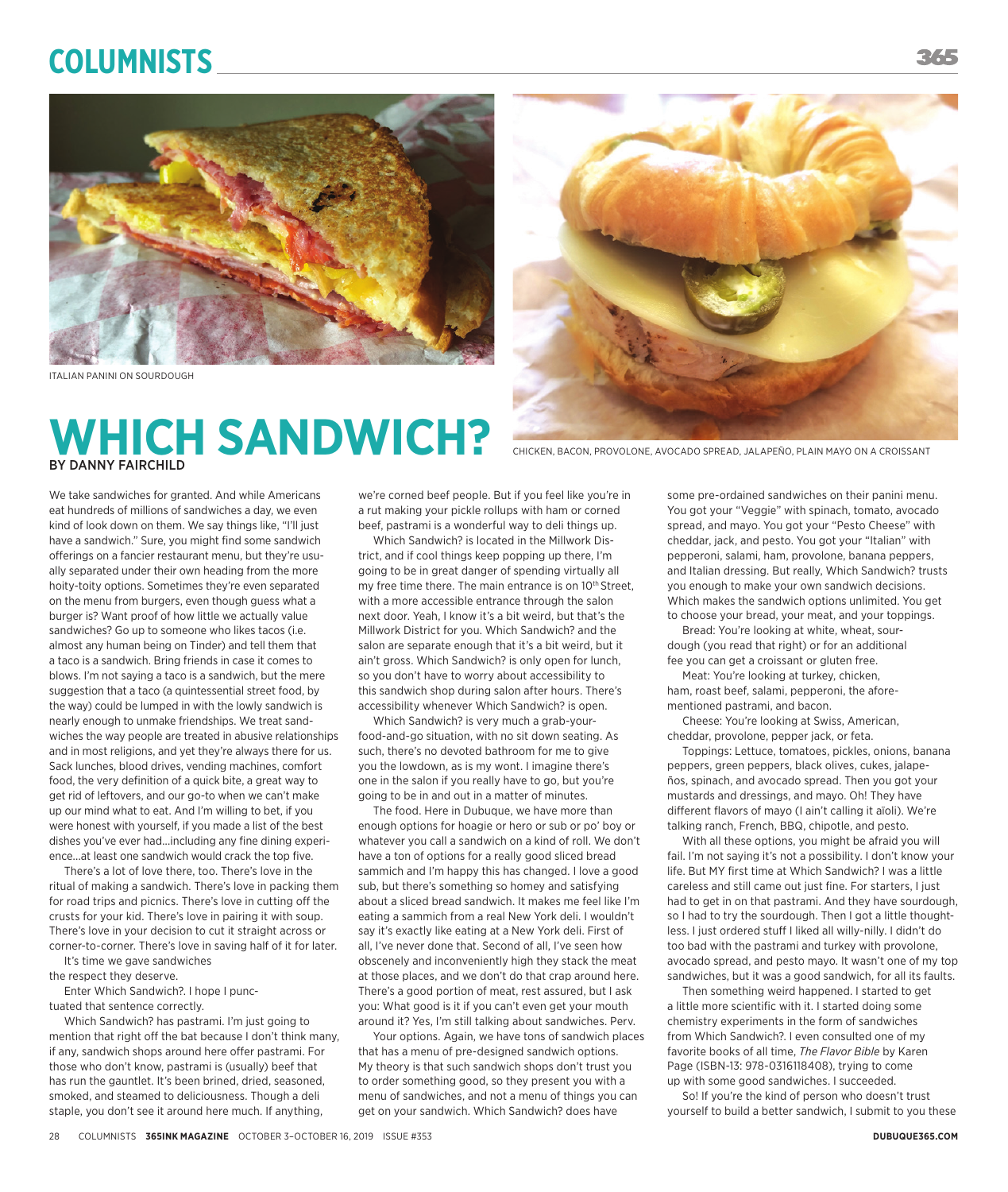ITALIAN PANINI ON SOURDOUGH

CHICKEN, BACON, PROVOLONE, AVOCADO SPREAD, JALAPEÑO, PLAIN MAYO ON A CROISSANT

# WHICH SANDWICH?

BY DANNY FAIRCHILD

We take sandwiches for granted. And while Americans eat hundreds of millions of sandwiches a day, we even kind of look down on them. We say things like, "I'll just have a sandwich." Sure, you might find some sandwich offerings on a fancier restaurant menu, but they're usually separated under their own heading from the more hoity-toity options. Sometimes they're even separated on the menu from burgers, even though guess what a burger is? Want proof of how little we actually value sandwiches? Go up to someone who likes tacos (i.e. almost any human being on Tinder) and tell them that a taco is a sandwich. Bring friends in case it comes to blows. I'm not saying a taco is a sandwich, but the mere suggestion that a taco (a quintessential street food, by the way) could be lumped in with the lowly sandwich is nearly enough to unmake friendships. We treat sandwiches the way people are treated in abusive relationships and in most religions, and yet they're always there for us. Sack lunches, blood drives, vending machines, comfort food, the very definition of a quick bite, a great way to get rid of leftovers, and our go-to when we can't make up our mind what to eat. And I'm willing to bet, if you were honest with yourself, if you made a list of the best dishes you've ever had...including any fine dining experience...at least one sandwich would crack the top five.

There's a lot of love there, too. There's love in the ritual of making a sandwich. There's love in packing them for road trips and picnics. There's love in cutting off the crusts for your kid. There's love in pairing it with soup. There's love in your decision to cut it straight across or corner-to-corner. There's love in saving half of it for later.

It's time we gave sandwiches the respect they deserve.

Enter Which Sandwich?. I hope I punctuated that sentence correctly.

Which Sandwich? has pastrami. I'm just going to mention that right off the bat because I don't think many, if any, sandwich shops around here offer pastrami. For those who don't know, pastrami is (usually) beef that has run the gauntlet. It's been brined, dried, seasoned, smoked, and steamed to deliciousness. Though a deli staple, you don't see it around here much. If anything, we're corned beef people. But if you feel like you're in a rut making your pickle rollups with ham or corned beef, pastrami is a wonderful way to deli things up.

Which Sandwich? is located in the Millwork District, and if cool things keep popping up there, I'm going to be in great danger of spending virtually all my free time there. The main entrance is on 10th Street, with a more accessible entrance through the salon next door. Yeah, I know it's a bit weird, but that's the Millwork District for you. Which Sandwich? and the salon are separate enough that it's a bit weird, but it ain't gross. Which Sandwich? is only open for lunch, so you don't have to worry about accessibility to this sandwich shop during salon after hours. There's accessibility whenever Which Sandwich? is open.

Which Sandwich? is very much a grab-your-food-and-go situation, with no sit down seating. As such, there's no devoted bathroom for me to give you the lowdown, as is my wont. I imagine there's one in the salon if you really have to go, but you're going to be in and out in a matter of minutes.

The food. Here in Dubuque, we have more than enough options for hoagie or hero or sub or po' boy or whatever you call a sandwich on a kind of roll. We don't have a ton of options for a really good sliced bread sammich and I'm happy this has changed. I love a good sub, but there's something so homey and satisfying about a sliced bread sandwich. It makes me feel like I'm eating a sammich from a real New York deli. I wouldn't say it's exactly like eating at a New York deli. First of all, I've never done that. Second of all, I've seen how obscenely and inconveniently high they stack the meat at those places, and we don't do that crap around here. There's a good portion of meat, rest assured, but I ask you: What good is it if you can't even get your mouth around it? Yes, I'm still talking about sandwiches. Perv.

Your options. Again, we have tons of sandwich places that has a menu of pre-designed sandwich options. My theory is that such sandwich shops don't trust you to order something good, so they present you with a menu of sandwiches, and not a menu of things you can get on your sandwich. Which Sandwich? does have some pre-ordained sandwiches on their panini menu. You got your "Veggie" with spinach, tomato, avocado spread, and mayo. You got your "Pesto Cheese" with cheddar, jack, and pesto. You got your "Italian" with pepperoni, salami, ham, provolone, banana peppers, and Italian dressing. But really, Which Sandwich? trusts you enough to make your own sandwich decisions. Which makes the sandwich options unlimited. You get to choose your bread, your meat, and your toppings.

Bread: You're looking at white, wheat, sourdough (you read that right) or for an additional fee you can get a croissant or gluten free.

Meat: You're looking at turkey, chicken, ham, roast beef, salami, pepperoni, the aforementioned pastrami, and bacon.

Cheese: You're looking at Swiss, American, cheddar, provolone, pepper jack, or feta.

Toppings: Lettuce, tomatoes, pickles, onions, banana peppers, green peppers, black olives, cukes, jalapeños, spinach, and avocado spread. Then you got your mustards and dressings, and mayo. Oh! They have different flavors of mayo (I ain't calling it aïoli). We're talking ranch, French, BBQ, chipotle, and pesto.

With all these options, you might be afraid you will fail. I'm not saying it's not a possibility. I don't know your life. But MY first time at Which Sandwich? I was a little careless and still came out just fine. For starters, I just had to get in on that pastrami. And they have sourdough, so I had to try the sourdough. Then I got a little thoughtless. I just ordered stuff I liked all willy-nilly. I didn't do too bad with the pastrami and turkey with provolone, avocado spread, and pesto mayo. It wasn't one of my top sandwiches, but it was a good sandwich, for all its faults.

Then something weird happened. I started to get a little more scientific with it. I started doing some chemistry experiments in the form of sandwiches from Which Sandwich?. I even consulted one of my favorite books of all time, *The Flavor Bible* by Karen Page (ISBN-13: 978-0316118408), trying to come up with some good sandwiches. I succeeded.

So! If you're the kind of person who doesn't trust yourself to build a better sandwich, I submit to you these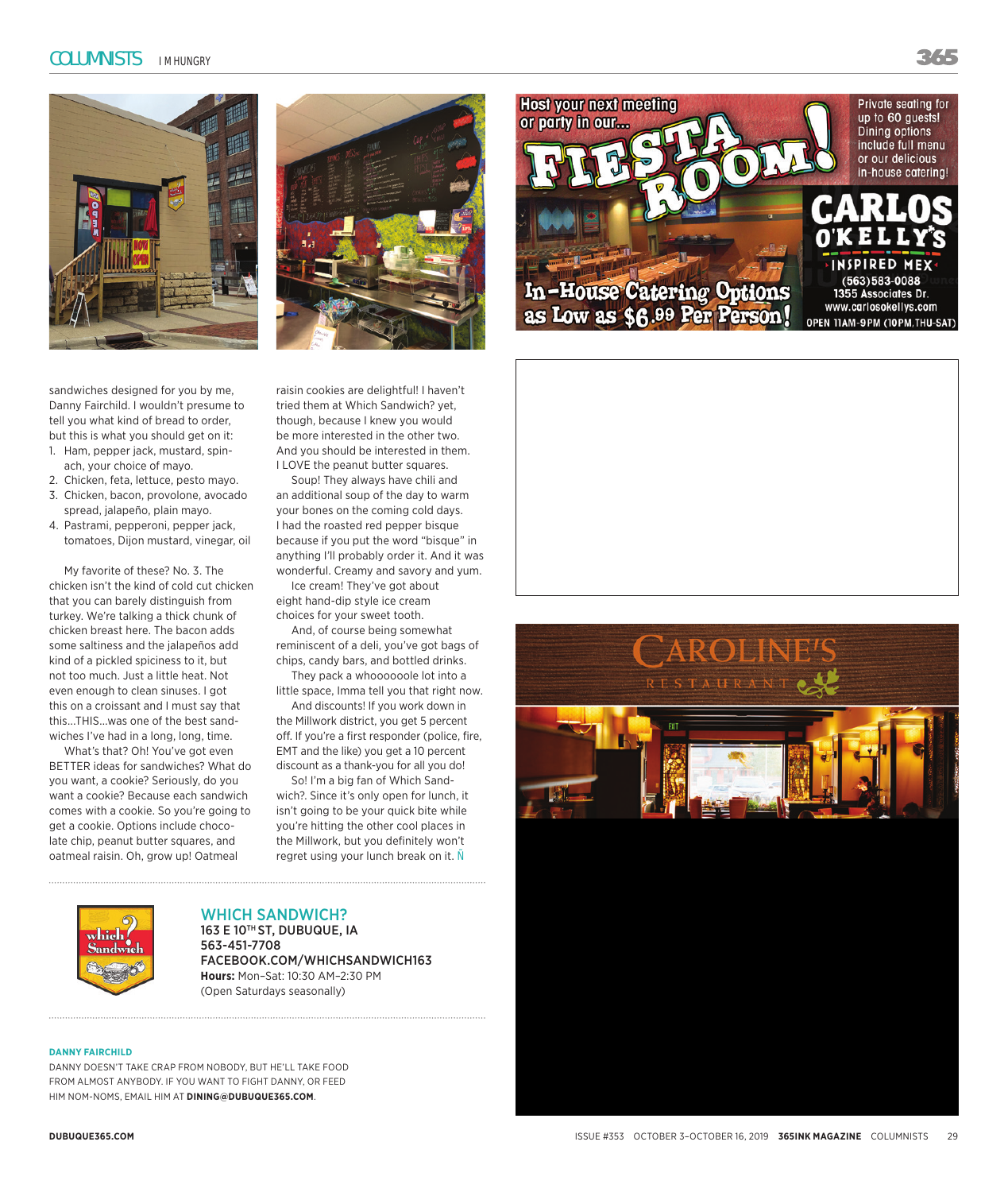sandwiches designed for you by me, Danny Fairchild. I wouldn't presume to tell you what kind of bread to order, but this is what you should get on it:

1. Ham, pepper jack, mustard, spinach, your choice of mayo.
2. Chicken, feta, lettuce, pesto mayo.
3. Chicken, bacon, provolone, avocado spread, jalapeño, plain mayo.
4. Pastrami, pepperoni, pepper jack, tomatoes, Dijon mustard, vinegar, oil

My favorite of these? No. 3. The chicken isn't the kind of cold cut chicken that you can barely distinguish from turkey. We're talking a thick chunk of chicken breast here. The bacon adds some saltiness and the jalapeños add kind of a pickled spiciness to it, but not too much. Just a little heat. Not even enough to clean sinuses. I got this on a croissant and I must say that this...THIS...was one of the best sandwiches I've had in a long, long, time.

What's that? Oh! You've got even BETTER ideas for sandwiches? What do you want, a cookie? Seriously, do you want a cookie? Because each sandwich comes with a cookie. So you're going to get a cookie. Options include chocolate chip, peanut butter squares, and oatmeal raisin. Oh, grow up! Oatmeal raisin cookies are delightful! I haven't tried them at Which Sandwich? yet, though, because I knew you would be more interested in the other two. And you should be interested in them. I LOVE the peanut butter squares.

Soup! They always have chili and an additional soup of the day to warm your bones on the coming cold days. I had the roasted red pepper bisque because if you put the word "bisque" in anything I'll probably order it. And it was wonderful. Creamy and savory and yum.

Ice cream! They've got about eight hand-dip style ice cream choices for your sweet tooth.

And, of course being somewhat reminiscent of a deli, you've got bags of chips, candy bars, and bottled drinks.

They pack a whoooooole lot into a little space, Imma tell you that right now.

And discounts! If you work down in the Millwork district, you get 5 percent off. If you're a first responder (police, fire, EMT and the like) you get a 10 percent discount as a thank-you for all you do!

So! I'm a big fan of Which Sandwich?. Since it's only open for lunch, it isn't going to be your quick bite while you're hitting the other cool places in the Millwork, but you definitely won't regret using your lunch break on it.

## WHICH SANDWICH?

**163 E 10TH ST, DUBUQUE, IA**
**563-451-7708**
**FACEBOOK.COM/WHICHSANDWICH163**
**Hours:** Mon–Sat: 10:30 AM–2:30 PM
(Open Saturdays seasonally)

**DANNY FAIRCHILD**

DANNY DOESN'T TAKE CRAP FROM NOBODY, BUT HE'LL TAKE FOOD FROM ALMOST ANYBODY. IF YOU WANT TO FIGHT DANNY, OR FEED HIM NOM-NOMS, EMAIL HIM AT **DINING@DUBUQUE365.COM**.